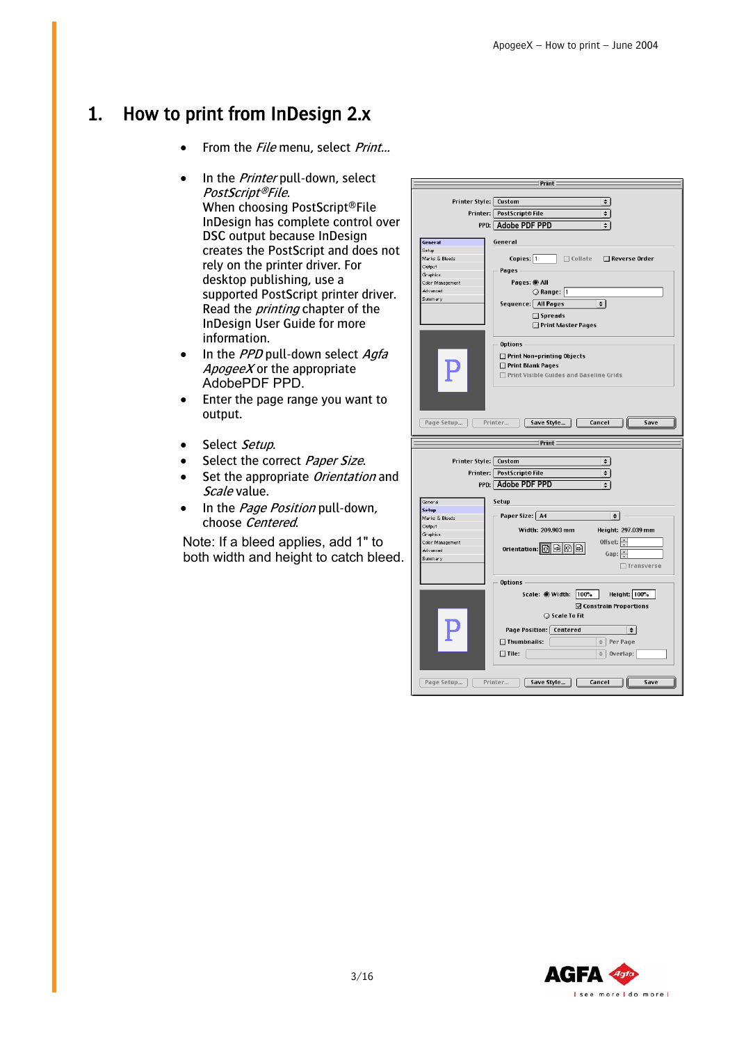# 1. How to print from InDesign 2.x

- From the *File* menu, select *Print...*

- In the *Printer* pull-down, select *PostScript®File.*
  When choosing PostScript®File InDesign has complete control over DSC output because InDesign creates the PostScript and does not rely on the printer driver. For desktop publishing, use a supported PostScript printer driver. Read the *printing* chapter of the InDesign User Guide for more information.
- In the *PPD* pull-down select *Agfa ApogeeX* or the appropriate AdobePDF PPD.
- Enter the page range you want to output.

- Select *Setup*.
- Select the correct *Paper Size*.
- Set the appropriate *Orientation* and *Scale* value.
- In the *Page Position* pull-down, choose *Centered*.

Note: If a bleed applies, add 1" to both width and height to catch bleed.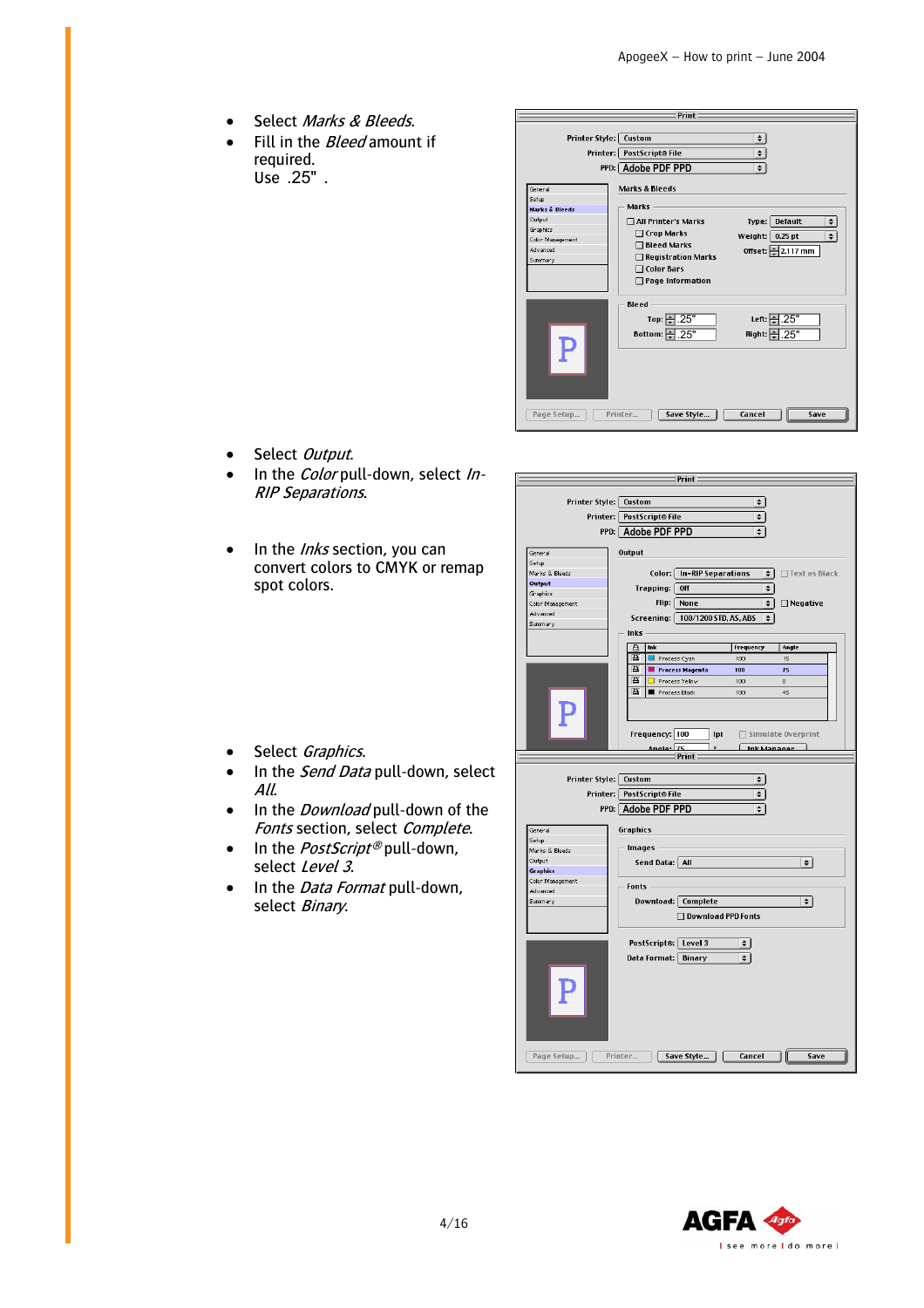- Select *Marks & Bleeds*.
- Fill in the *Bleed* amount if required. Use .25" .

- Select *Output*.
- In the *Color* pull-down, select *In-RIP Separations*.

- In the *Inks* section, you can convert colors to CMYK or remap spot colors.

- Select *Graphics*.
- In the *Send Data* pull-down, select *All*.
- In the *Download* pull-down of the *Fonts* section, select *Complete*.
- In the *PostScript®* pull-down, select *Level 3*.
- In the *Data Format* pull-down, select *Binary*.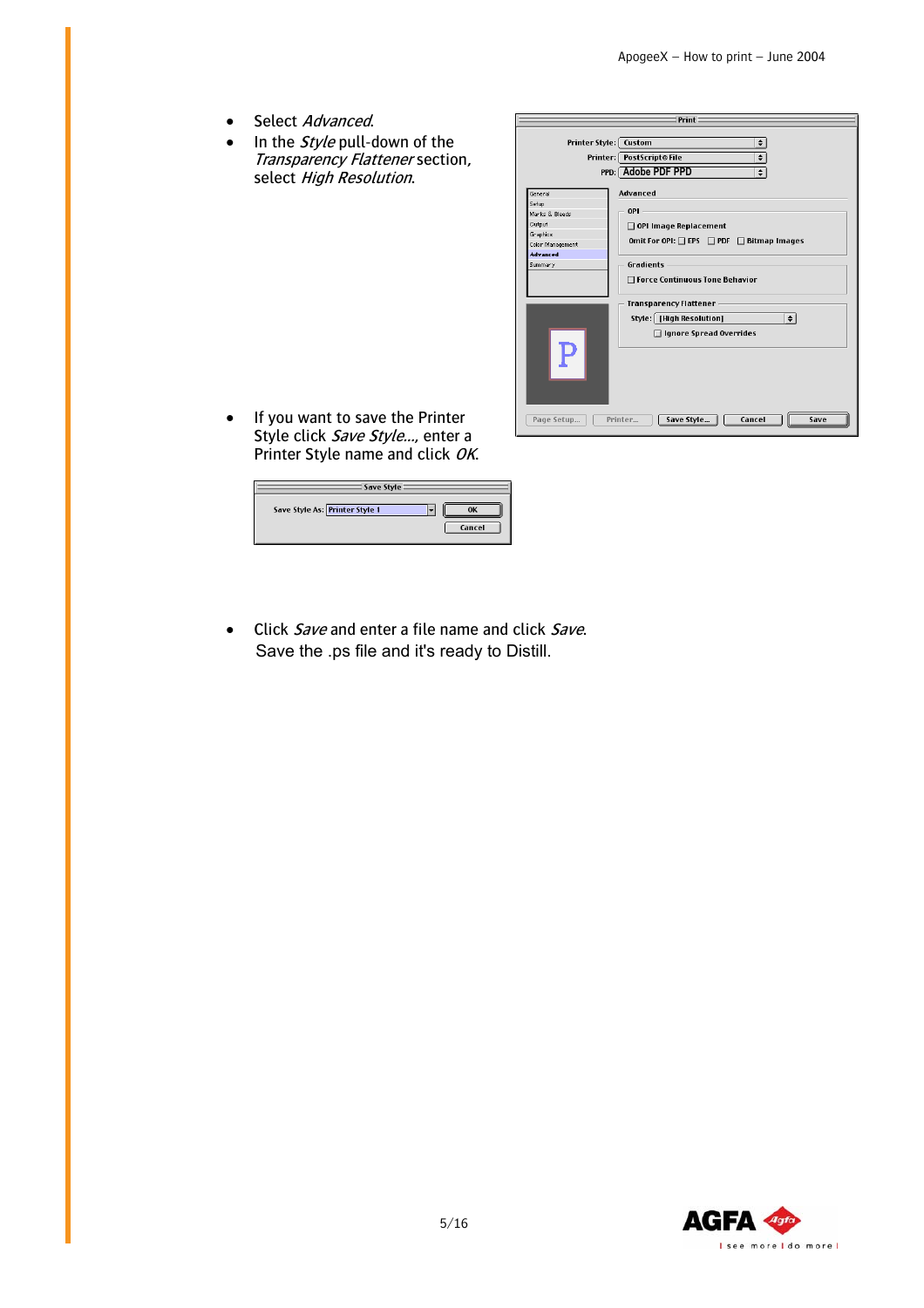- Select *Advanced*.
- In the *Style* pull-down of the *Transparency Flattener* section, select *High Resolution*.

- If you want to save the Printer Style click *Save Style...*, enter a Printer Style name and click *OK*.

- Click *Save* and enter a file name and click *Save*.
  Save the .ps file and it's ready to Distill.